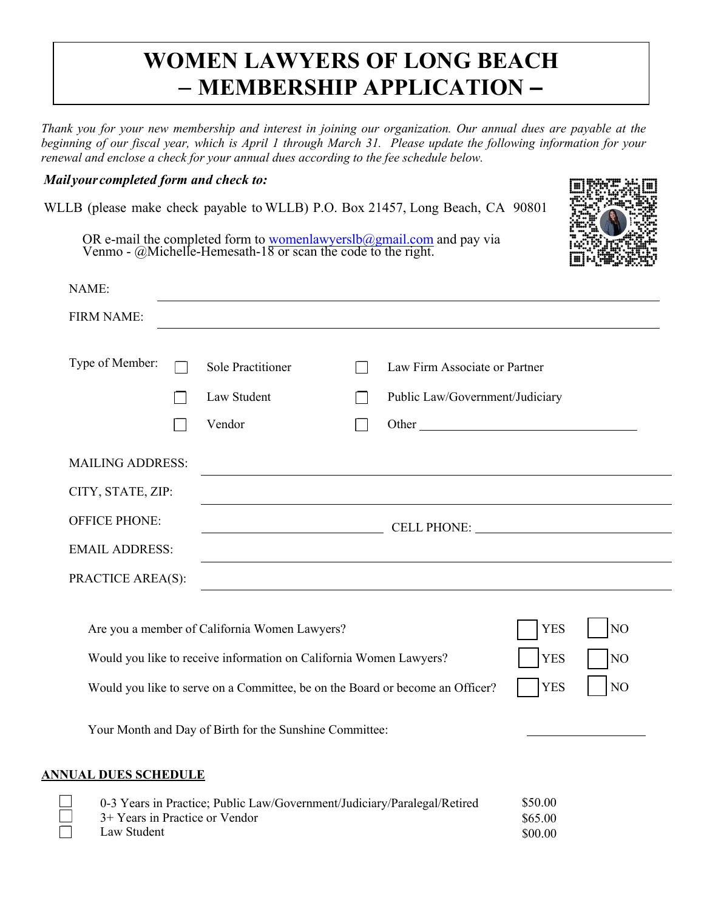# WOMEN LAWYERS OF LONG BEACH – MEMBERSHIP APPLICATION –

*Thank you for your new membership and interest in joining our organization. Our annual dues are payable at the beginning of our fiscal year, which is April 1 through March 31. Please update the following information for your renewal and enclose a check for your annual dues according to the fee schedule below.*

***Mail your completed form and check to:***

WLLB (please make check payable to WLLB) P.O. Box 21457, Long Beach, CA 90801

OR e-mail the completed form to womenlawyerslb@gmail.com and pay via Venmo - @Michelle-Hemesath-18 or scan the code to the right.

NAME: ______________________________

FIRM NAME: ______________________________

Type of Member:

- ☐ Sole Practitioner
- ☐ Law Firm Associate or Partner
- ☐ Law Student
- ☐ Public Law/Government/Judiciary
- ☐ Vendor
- ☐ Other ______________

MAILING ADDRESS: ______________________________

CITY, STATE, ZIP: ______________________________

OFFICE PHONE: ______________ CELL PHONE: ______________

EMAIL ADDRESS: ______________________________

PRACTICE AREA(S): ______________________________

| | | |
|---|---|---|
| Are you a member of California Women Lawyers? | ☐ YES | ☐ NO |
| Would you like to receive information on California Women Lawyers? | ☐ YES | ☐ NO |
| Would you like to serve on a Committee, be on the Board or become an Officer? | ☐ YES | ☐ NO |

Your Month and Day of Birth for the Sunshine Committee: ______________

**ANNUAL DUES SCHEDULE**

| | | |
|---|---|---|
| ☐ | 0-3 Years in Practice; Public Law/Government/Judiciary/Paralegal/Retired | $50.00 |
| ☐ | 3+ Years in Practice or Vendor | $65.00 |
| ☐ | Law Student | $00.00 |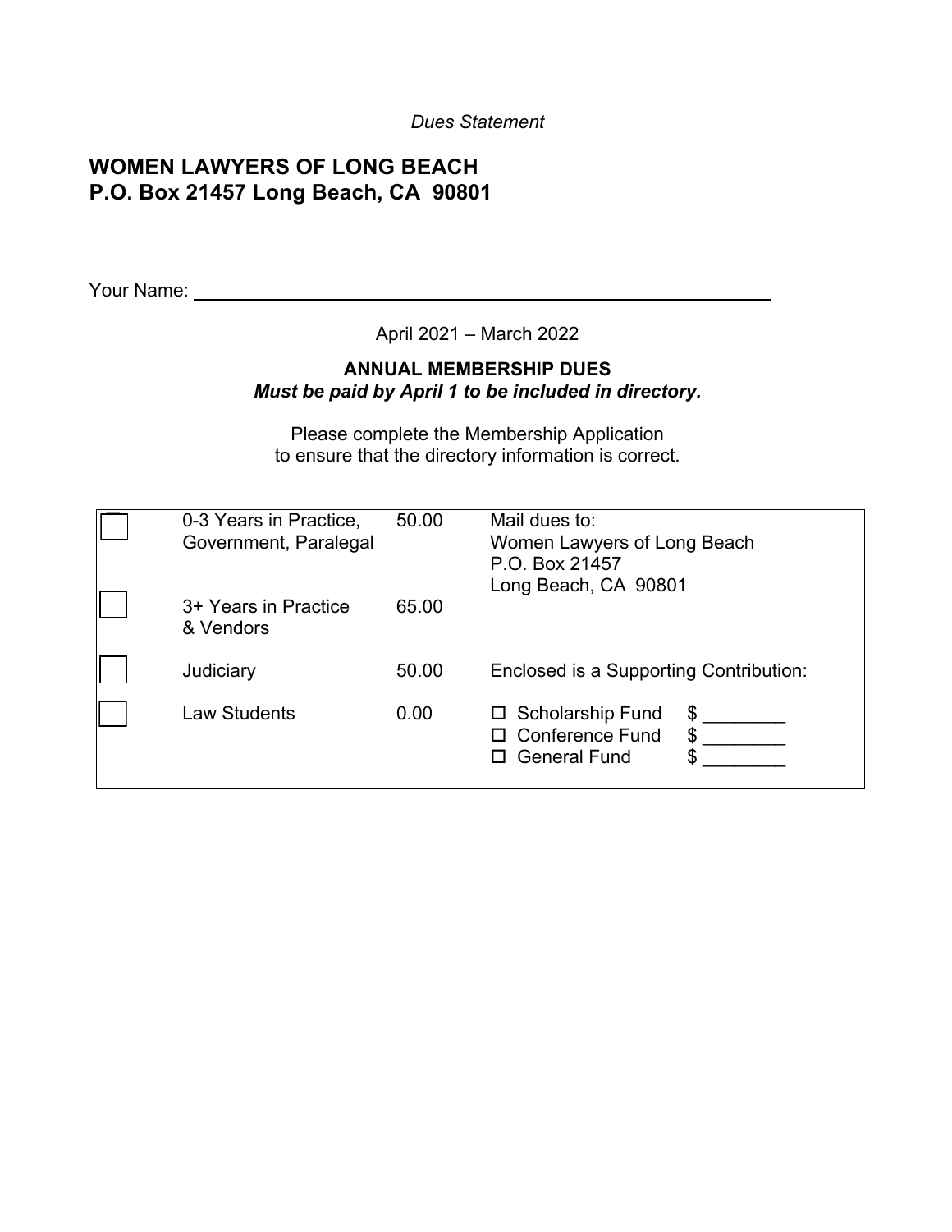*Dues Statement*

**WOMEN LAWYERS OF LONG BEACH**
**P.O. Box 21457 Long Beach, CA 90801**

Your Name: ______________________________________________

April 2021 – March 2022

**ANNUAL MEMBERSHIP DUES**
***Must be paid by April 1 to be included in directory.***

Please complete the Membership Application
to ensure that the directory information is correct.

| | | | |
|---|---|---|---|
| ☐ | 0-3 Years in Practice, Government, Paralegal | 50.00 | Mail dues to: Women Lawyers of Long Beach P.O. Box 21457 Long Beach, CA 90801 |
| ☐ | 3+ Years in Practice & Vendors | 65.00 | |
| ☐ | Judiciary | 50.00 | Enclosed is a Supporting Contribution: |
| ☐ | Law Students | 0.00 | ☐ Scholarship Fund $ ________<br>☐ Conference Fund $ ________<br>☐ General Fund $ ________ |